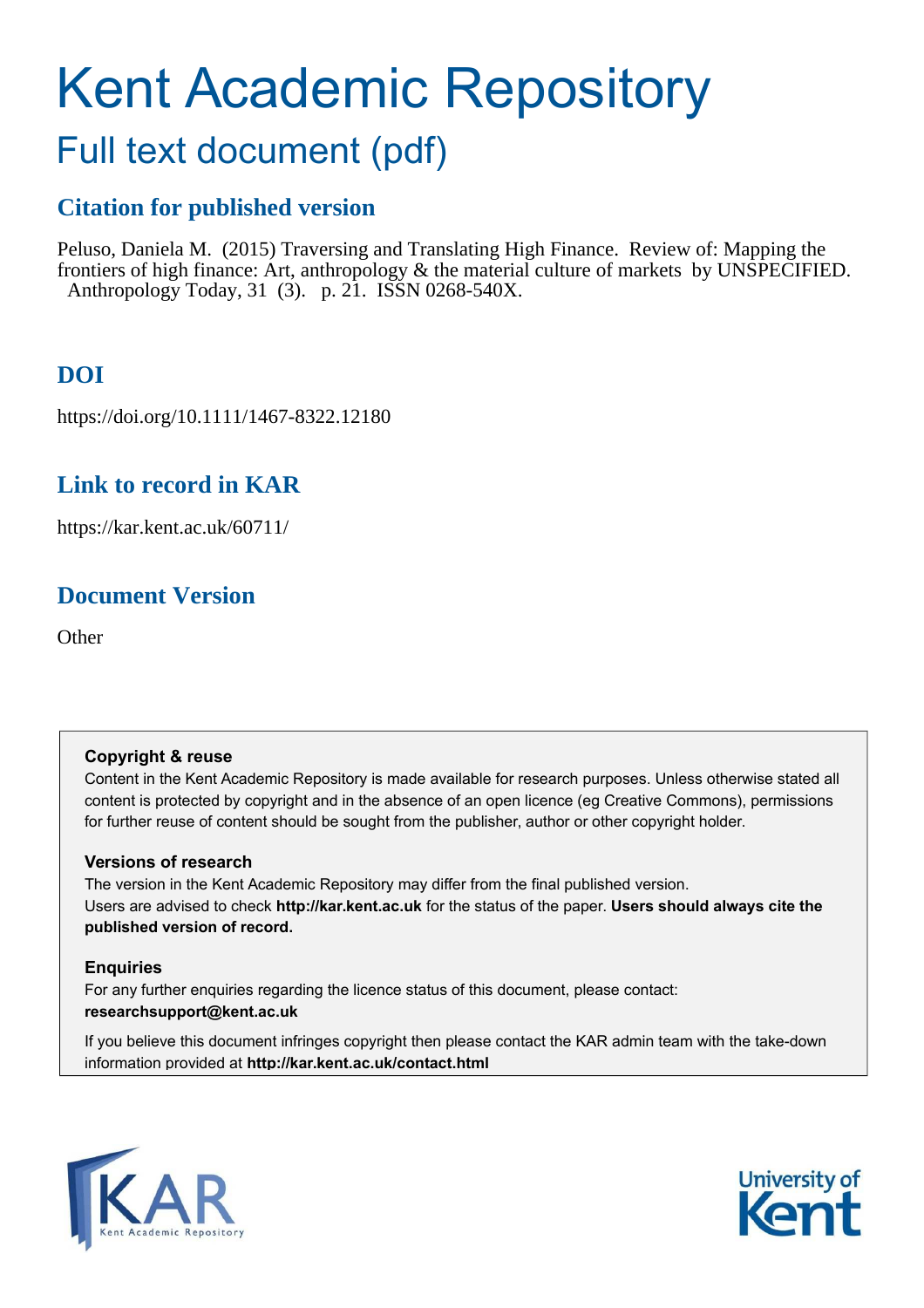# Kent Academic Repository

## Full text document (pdf)

### Citation for published version

Peluso, Daniela M. (2015) Traversing and Translating High Finance. Review of: Mapping the frontiers of high finance: Art, anthropology & the material culture of markets by UNSPECIFIED. Anthropology Today, 31 (3). p. 21. ISSN 0268-540X.

### DOI

https://doi.org/10.1111/1467-8322.12180

### Link to record in KAR

https://kar.kent.ac.uk/60711/

### Document Version

Other

**Copyright & reuse**

Content in the Kent Academic Repository is made available for research purposes. Unless otherwise stated all content is protected by copyright and in the absence of an open licence (eg Creative Commons), permissions for further reuse of content should be sought from the publisher, author or other copyright holder.

**Versions of research**

The version in the Kent Academic Repository may differ from the final published version. Users are advised to check **http://kar.kent.ac.uk** for the status of the paper. **Users should always cite the published version of record.**

**Enquiries**

For any further enquiries regarding the licence status of this document, please contact: **researchsupport@kent.ac.uk**

If you believe this document infringes copyright then please contact the KAR admin team with the take-down information provided at **http://kar.kent.ac.uk/contact.html**

KAR Kent Academic Repository

University of Kent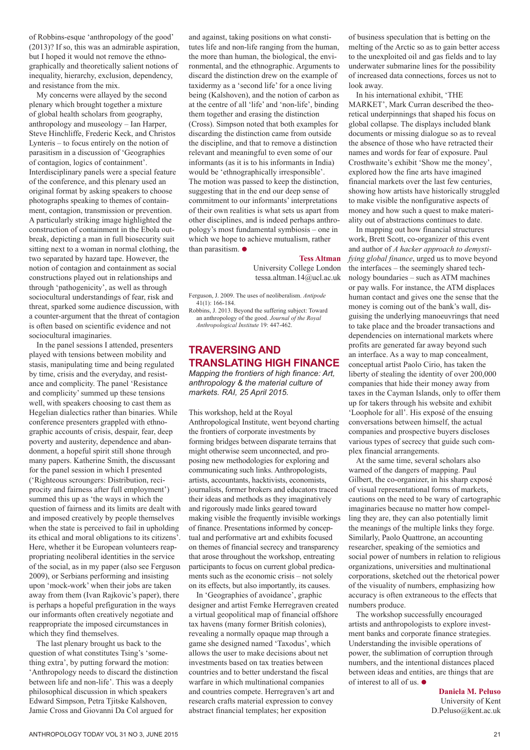of Robbins-esque 'anthropology of the good' (2013)? If so, this was an admirable aspiration, but I hoped it would not remove the ethnographically and theoretically salient notions of inequality, hierarchy, exclusion, dependency, and resistance from the mix.

My concerns were allayed by the second plenary which brought together a mixture of global health scholars from geography, anthropology and museology – Ian Harper, Steve Hinchliffe, Frederic Keck, and Christos Lynteris – to focus entirely on the notion of parasitism in a discussion of 'Geographies of contagion, logics of containment'. Interdisciplinary panels were a special feature of the conference, and this plenary used an original format by asking speakers to choose photographs speaking to themes of containment, contagion, transmission or prevention. A particularly striking image highlighted the construction of containment in the Ebola outbreak, depicting a man in full biosecurity suit sitting next to a woman in normal clothing, the two separated by hazard tape. However, the notion of contagion and containment as social constructions played out in relationships and through 'pathogenicity', as well as through sociocultural understandings of fear, risk and threat, sparked some audience discussion, with a counter-argument that the threat of contagion is often based on scientific evidence and not sociocultural imaginaries.

In the panel sessions I attended, presenters played with tensions between mobility and stasis, manipulating time and being regulated by time, crisis and the everyday, and resistance and complicity. The panel 'Resistance and complicity' summed up these tensions well, with speakers choosing to cast them as Hegelian dialectics rather than binaries. While conference presenters grappled with ethnographic accounts of crisis, despair, fear, deep poverty and austerity, dependence and abandonment, a hopeful spirit still shone through many papers. Katherine Smith, the discussant for the panel session in which I presented ('Righteous scroungers: Distribution, reciprocity and fairness after full employment') summed this up as 'the ways in which the question of fairness and its limits are dealt with and imposed creatively by people themselves when the state is perceived to fail in upholding its ethical and moral obligations to its citizens'. Here, whether it be European volunteers reappropriating neoliberal identities in the service of the social, as in my paper (also see Ferguson 2009), or Serbians performing and insisting upon 'mock-work' when their jobs are taken away from them (Ivan Rajkovic's paper), there is perhaps a hopeful prefiguration in the ways our informants often creatively negotiate and reappropriate the imposed circumstances in which they find themselves.

The last plenary brought us back to the question of what constitutes Tsing's 'something extra', by putting forward the motion: 'Anthropology needs to discard the distinction between life and non-life'. This was a deeply philosophical discussion in which speakers Edward Simpson, Petra Tjitske Kalshoven, Jamie Cross and Giovanni Da Col argued for and against, taking positions on what constitutes life and non-life ranging from the human, the more than human, the biological, the environmental, and the ethnographic. Arguments to discard the distinction drew on the example of taxidermy as a 'second life' for a once living being (Kalshoven), and the notion of carbon as at the centre of all 'life' and 'non-life', binding them together and erasing the distinction (Cross). Simpson noted that both examples for discarding the distinction came from outside the discipline, and that to remove a distinction relevant and meaningful to even some of our informants (as it is to his informants in India) would be 'ethnographically irresponsible'. The motion was passed to keep the distinction, suggesting that in the end our deep sense of commitment to our informants' interpretations of their own realities is what sets us apart from other disciplines, and is indeed perhaps anthropology's most fundamental symbiosis – one in which we hope to achieve mutualism, rather than parasitism. ●

**Tess Altman**
University College London
tessa.altman.14@ucl.ac.uk

Ferguson, J. 2009. The uses of neoliberalism. *Antipode* 41(1): 166-184.

Robbins, J. 2013. Beyond the suffering subject: Toward an anthropology of the good. *Journal of the Royal Anthropological Institute* 19: 447-462.

## TRAVERSING AND TRANSLATING HIGH FINANCE

*Mapping the frontiers of high finance: Art, anthropology & the material culture of markets. RAI, 25 April 2015.*

This workshop, held at the Royal Anthropological Institute, went beyond charting the frontiers of corporate investments by forming bridges between disparate terrains that might otherwise seem unconnected, and proposing new methodologies for exploring and communicating such links. Anthropologists, artists, accountants, hacktivists, economists, journalists, former brokers and educators traced their ideas and methods as they imaginatively and rigorously made links geared toward making visible the frequently invisible workings of finance. Presentations informed by conceptual and performative art and exhibits focused on themes of financial secrecy and transparency that arose throughout the workshop, entreating participants to focus on current global predicaments such as the economic crisis – not solely on its effects, but also importantly, its causes.

In 'Geographies of avoidance', graphic designer and artist Femke Herregraven created a virtual geopolitical map of financial offshore tax havens (many former British colonies), revealing a normally opaque map through a game she designed named 'Taxodus', which allows the user to make decisions about net investments based on tax treaties between countries and to better understand the fiscal warfare in which multinational companies and countries compete. Herregraven's art and research crafts material expression to convey abstract financial templates; her exposition of business speculation that is betting on the melting of the Arctic so as to gain better access to the unexploited oil and gas fields and to lay underwater submarine lines for the possibility of increased data connections, forces us not to look away.

In his international exhibit, 'THE MARKET', Mark Curran described the theoretical underpinnings that shaped his focus on global collapse. The displays included blank documents or missing dialogue so as to reveal the absence of those who have retracted their names and words for fear of exposure. Paul Crosthwaite's exhibit 'Show me the money', explored how the fine arts have imagined financial markets over the last few centuries, showing how artists have historically struggled to make visible the nonfigurative aspects of money and how such a quest to make materiality out of abstractions continues to date.

In mapping out how financial structures work, Brett Scott, co-organizer of this event and author of *A hacker approach to demystifying global finance*, urged us to move beyond the interfaces – the seemingly shared technology boundaries – such as ATM machines or pay walls. For instance, the ATM displaces human contact and gives one the sense that the money is coming out of the bank's wall, disguising the underlying manoeuvrings that need to take place and the broader transactions and dependencies on international markets where profits are generated far away beyond such an interface. As a way to map concealment, conceptual artist Paolo Cirio, has taken the liberty of stealing the identity of over 200,000 companies that hide their money away from taxes in the Cayman Islands, only to offer them up for takers through his website and exhibit 'Loophole for all'. His exposé of the ensuing conversations between himself, the actual companies and prospective buyers discloses various types of secrecy that guide such complex financial arrangements.

At the same time, several scholars also warned of the dangers of mapping. Paul Gilbert, the co-organizer, in his sharp exposé of visual representational forms of markets, cautions on the need to be wary of cartographic imaginaries because no matter how compelling they are, they can also potentially limit the meanings of the multiple links they forge. Similarly, Paolo Quattrone, an accounting researcher, speaking of the semiotics and social power of numbers in relation to religious organizations, universities and multinational corporations, sketched out the rhetorical power of the visuality of numbers, emphasizing how accuracy is often extraneous to the effects that numbers produce.

The workshop successfully encouraged artists and anthropologists to explore investment banks and corporate finance strategies. Understanding the invisible operations of power, the sublimation of corruption through numbers, and the intentional distances placed between ideas and entities, are things that are of interest to all of us. ●

**Daniela M. Peluso**
University of Kent
D.Peluso@kent.ac.uk